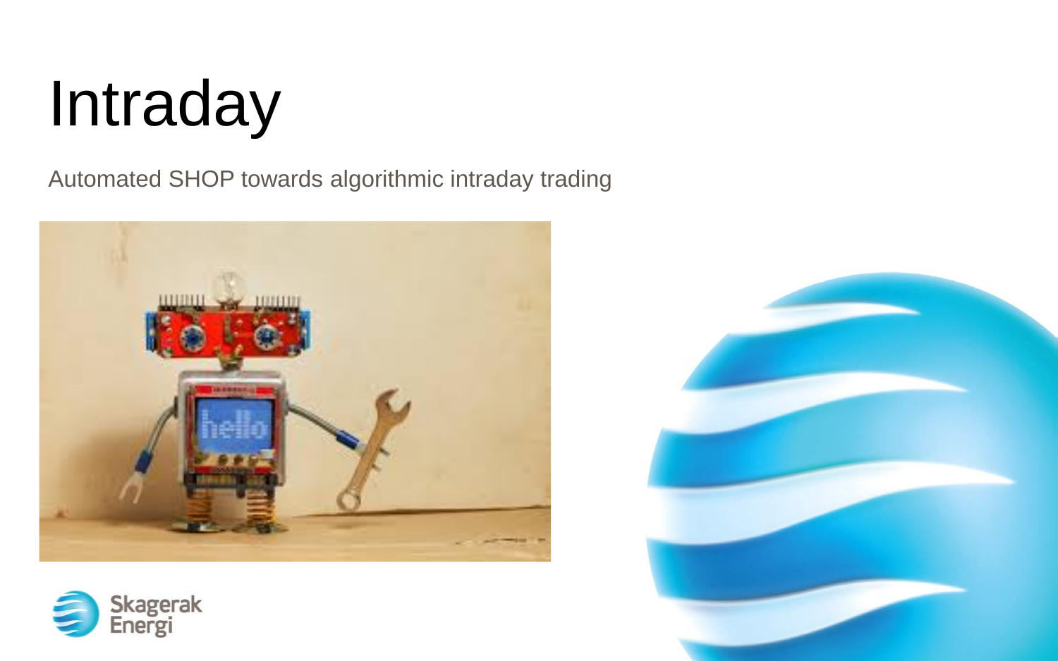# Intraday

Automated SHOP towards algorithmic intraday trading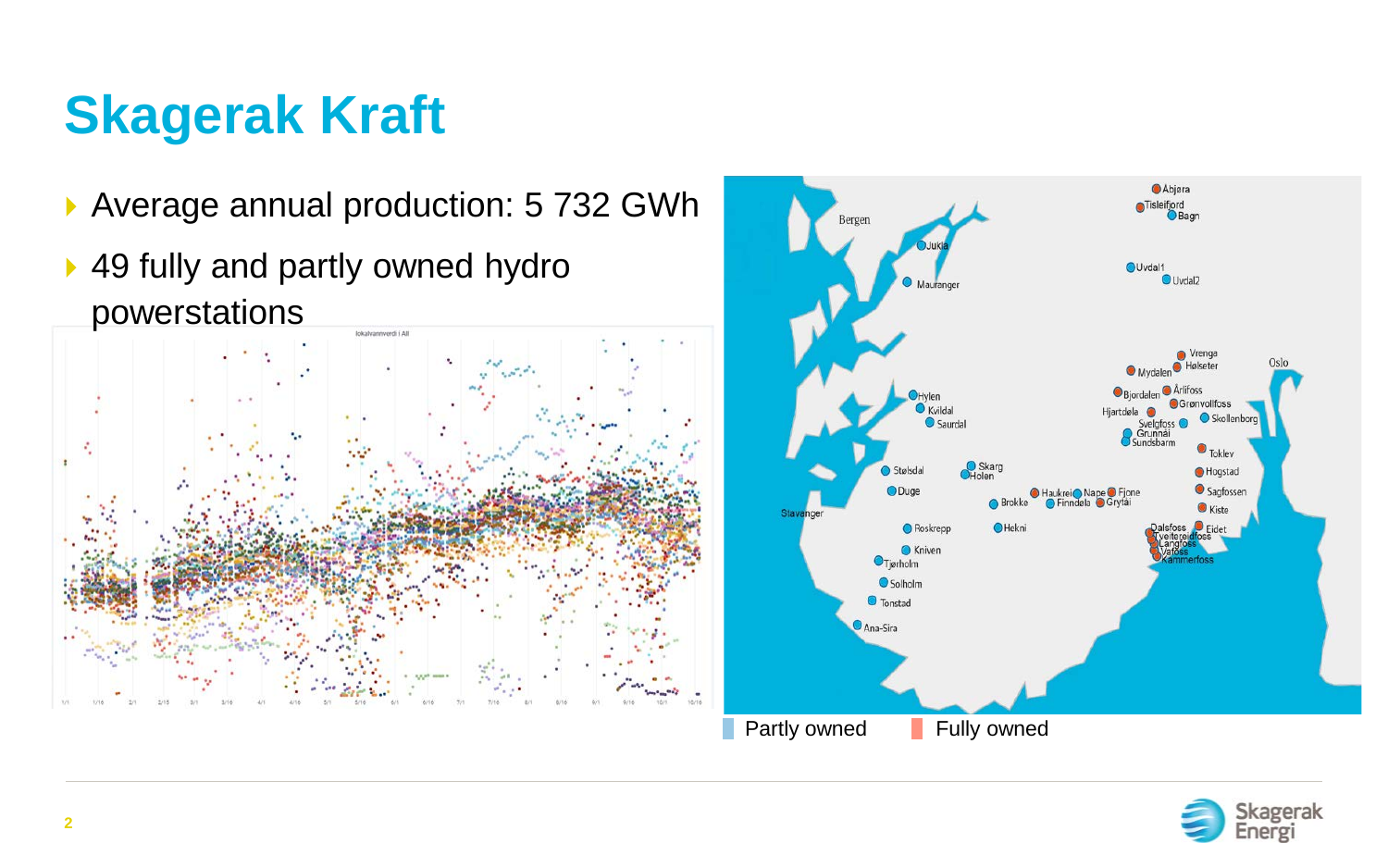# Skagerak Kraft

- Average annual production: 5 732 GWh
- 49 fully and partly owned hydro powerstations

Partly owned　Fully owned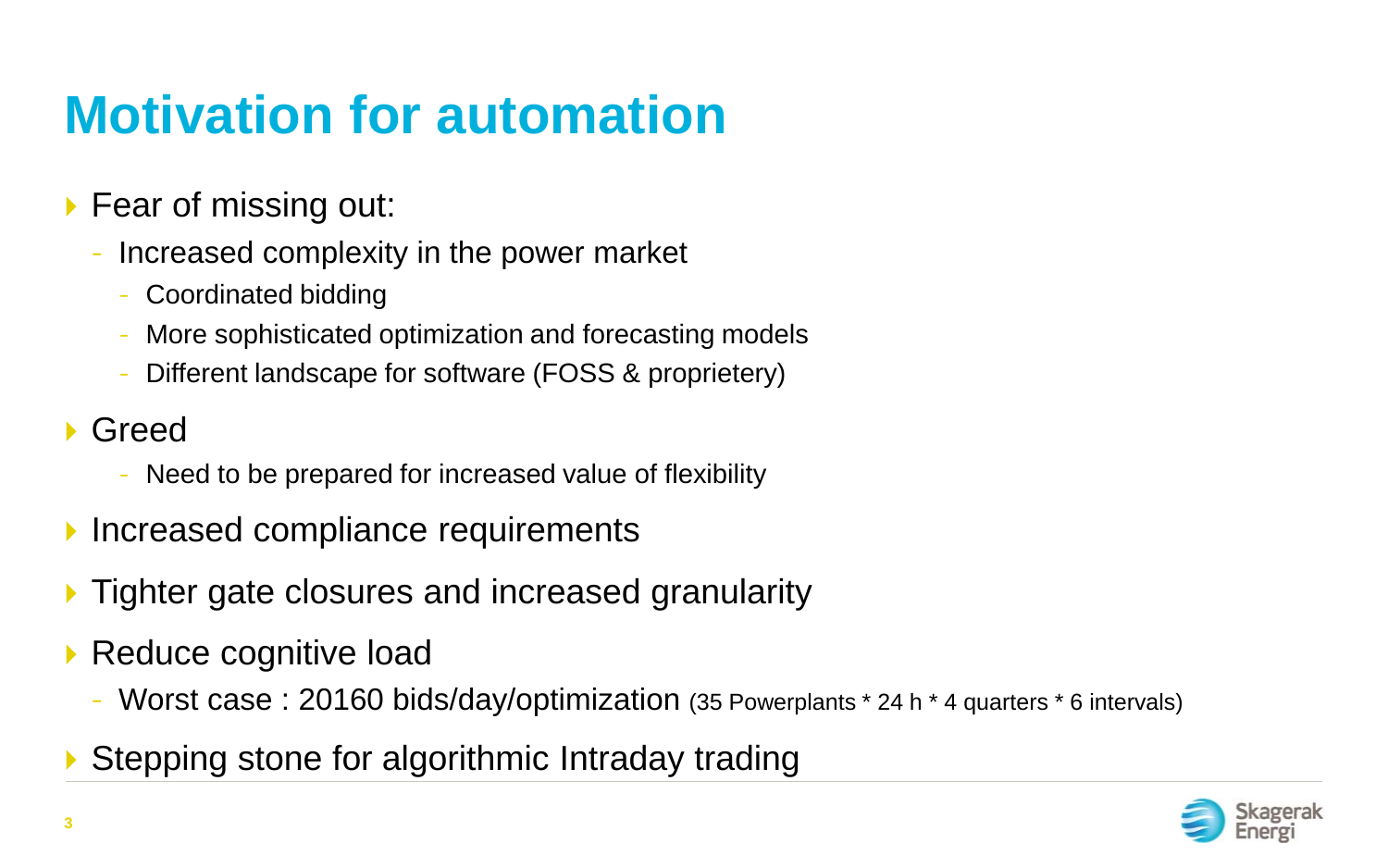# Motivation for automation

- Fear of missing out:
  - Increased complexity in the power market
    - Coordinated bidding
    - More sophisticated optimization and forecasting models
    - Different landscape for software (FOSS & proprietery)
- Greed
    - Need to be prepared for increased value of flexibility
- Increased compliance requirements
- Tighter gate closures and increased granularity
- Reduce cognitive load
  - Worst case : 20160 bids/day/optimization (35 Powerplants * 24 h * 4 quarters * 6 intervals)
- Stepping stone for algorithmic Intraday trading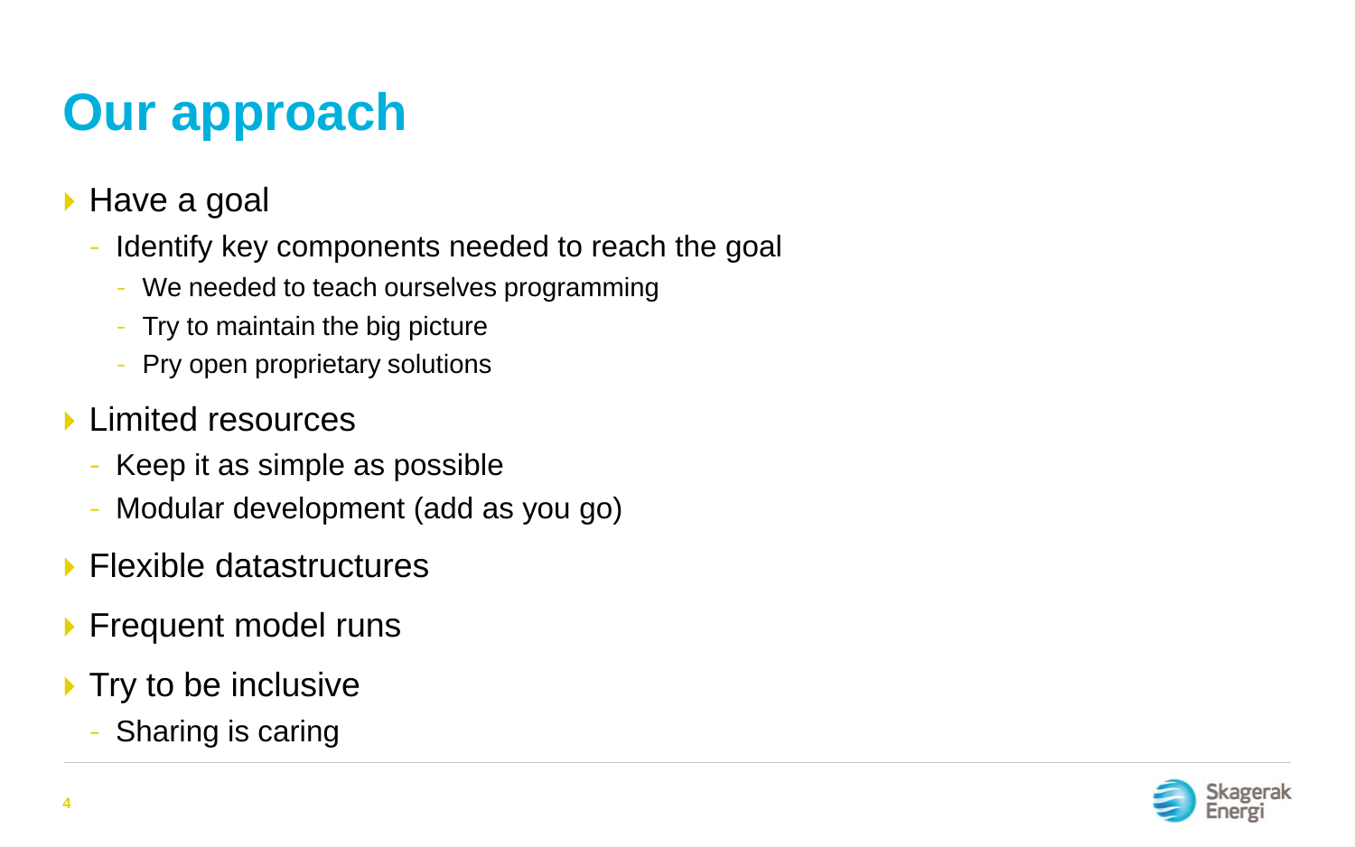# Our approach

- Have a goal
  - Identify key components needed to reach the goal
    - We needed to teach ourselves programming
    - Try to maintain the big picture
    - Pry open proprietary solutions
- Limited resources
  - Keep it as simple as possible
  - Modular development (add as you go)
- Flexible datastructures
- Frequent model runs
- Try to be inclusive
  - Sharing is caring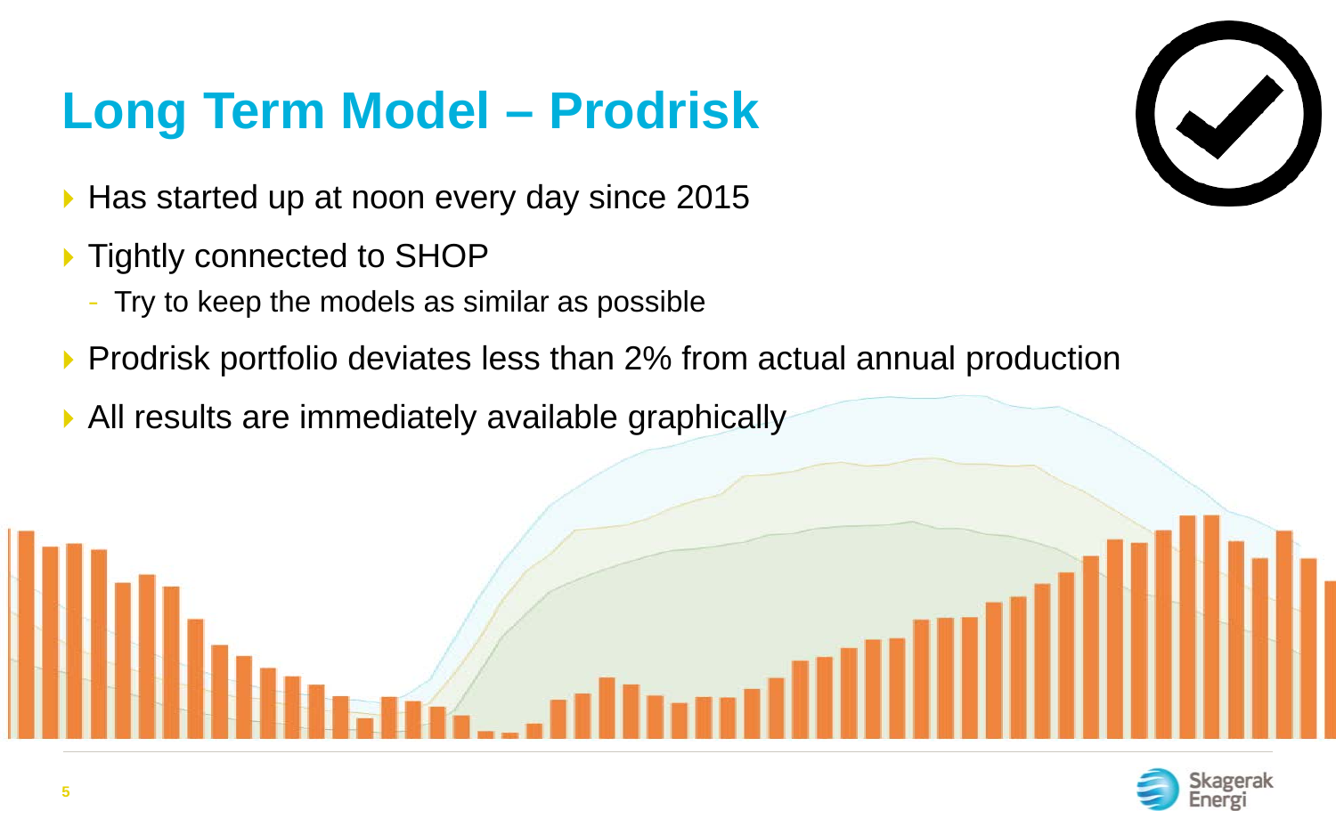# Long Term Model – Prodrisk

- Has started up at noon every day since 2015
- Tightly connected to SHOP
  - Try to keep the models as similar as possible
- Prodrisk portfolio deviates less than 2% from actual annual production
- All results are immediately available graphically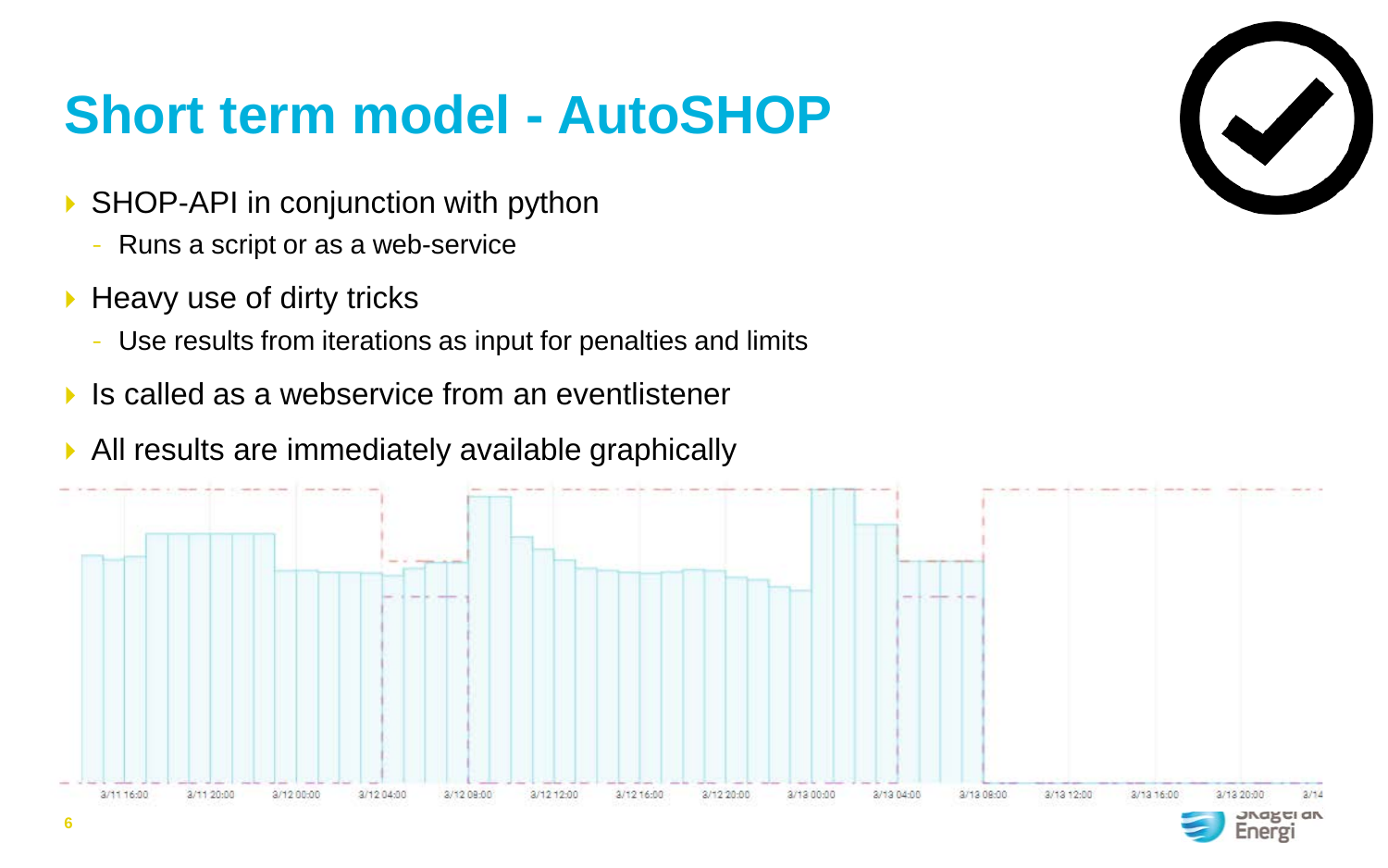# Short term model - AutoSHOP

- SHOP-API in conjunction with python
  - Runs a script or as a web-service
- Heavy use of dirty tricks
  - Use results from iterations as input for penalties and limits
- Is called as a webservice from an eventlistener
- All results are immediately available graphically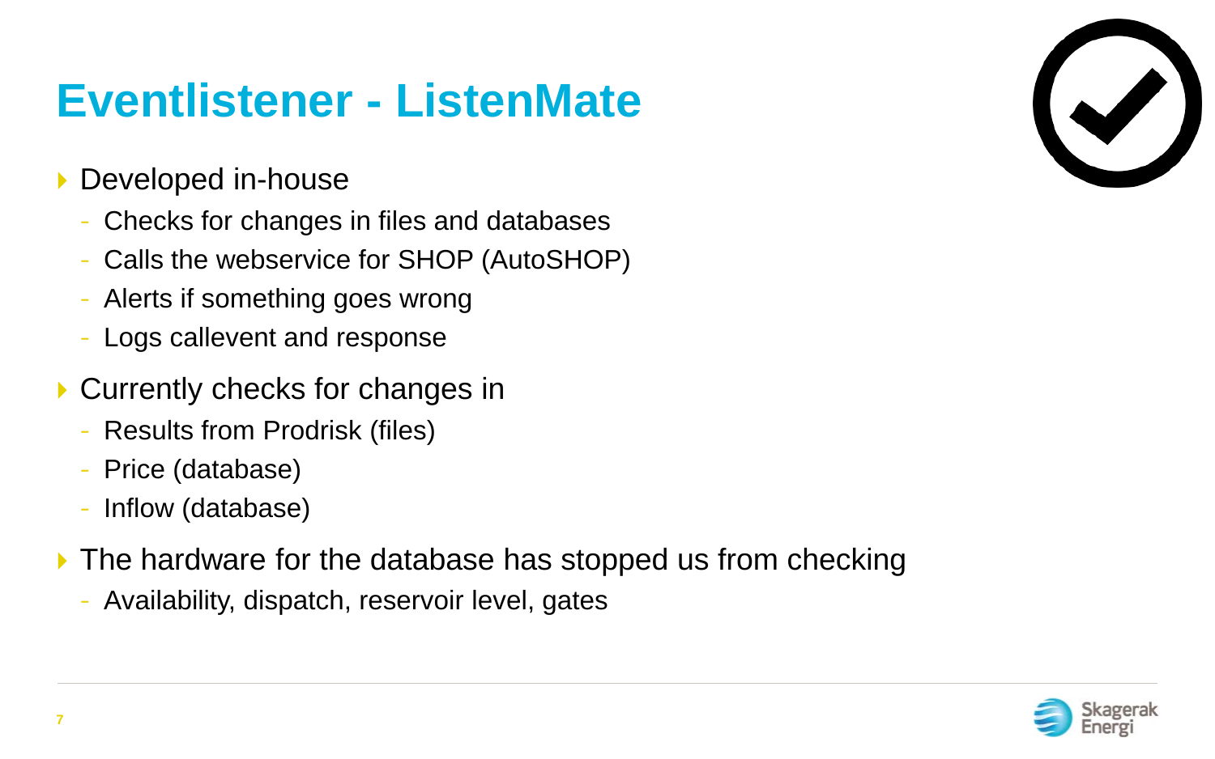# Eventlistener - ListenMate

- Developed in-house
  - Checks for changes in files and databases
  - Calls the webservice for SHOP (AutoSHOP)
  - Alerts if something goes wrong
  - Logs callevent and response
- Currently checks for changes in
  - Results from Prodrisk (files)
  - Price (database)
  - Inflow (database)
- The hardware for the database has stopped us from checking
  - Availability, dispatch, reservoir level, gates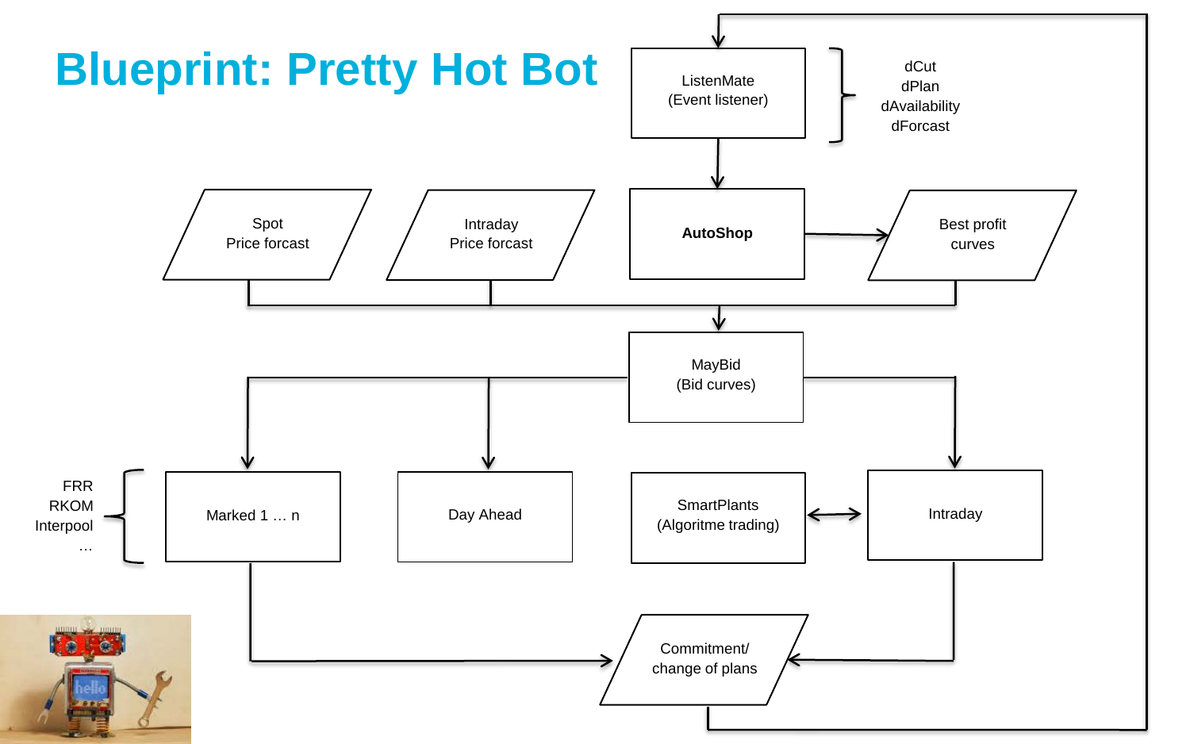# Blueprint: Pretty Hot Bot

ListenMate
(Event listener)

- dCut
- dPlan
- dAvailability
- dForcast

Spot
Price forcast

Intraday
Price forcast

**AutoShop**

Best profit
curves

MayBid
(Bid curves)

- FRR
- RKOM
- Interpool
- …

Marked 1 … n

Day Ahead

SmartPlants
(Algoritme trading)

Intraday

Commitment/
change of plans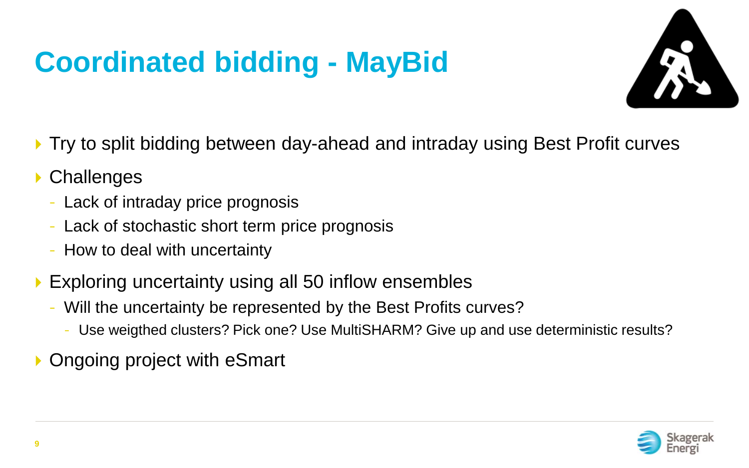# Coordinated bidding - MayBid

- Try to split bidding between day-ahead and intraday using Best Profit curves
- Challenges
  - Lack of intraday price prognosis
  - Lack of stochastic short term price prognosis
  - How to deal with uncertainty
- Exploring uncertainty using all 50 inflow ensembles
  - Will the uncertainty be represented by the Best Profits curves?
    - Use weigthed clusters? Pick one? Use MultiSHARM? Give up and use deterministic results?
- Ongoing project with eSmart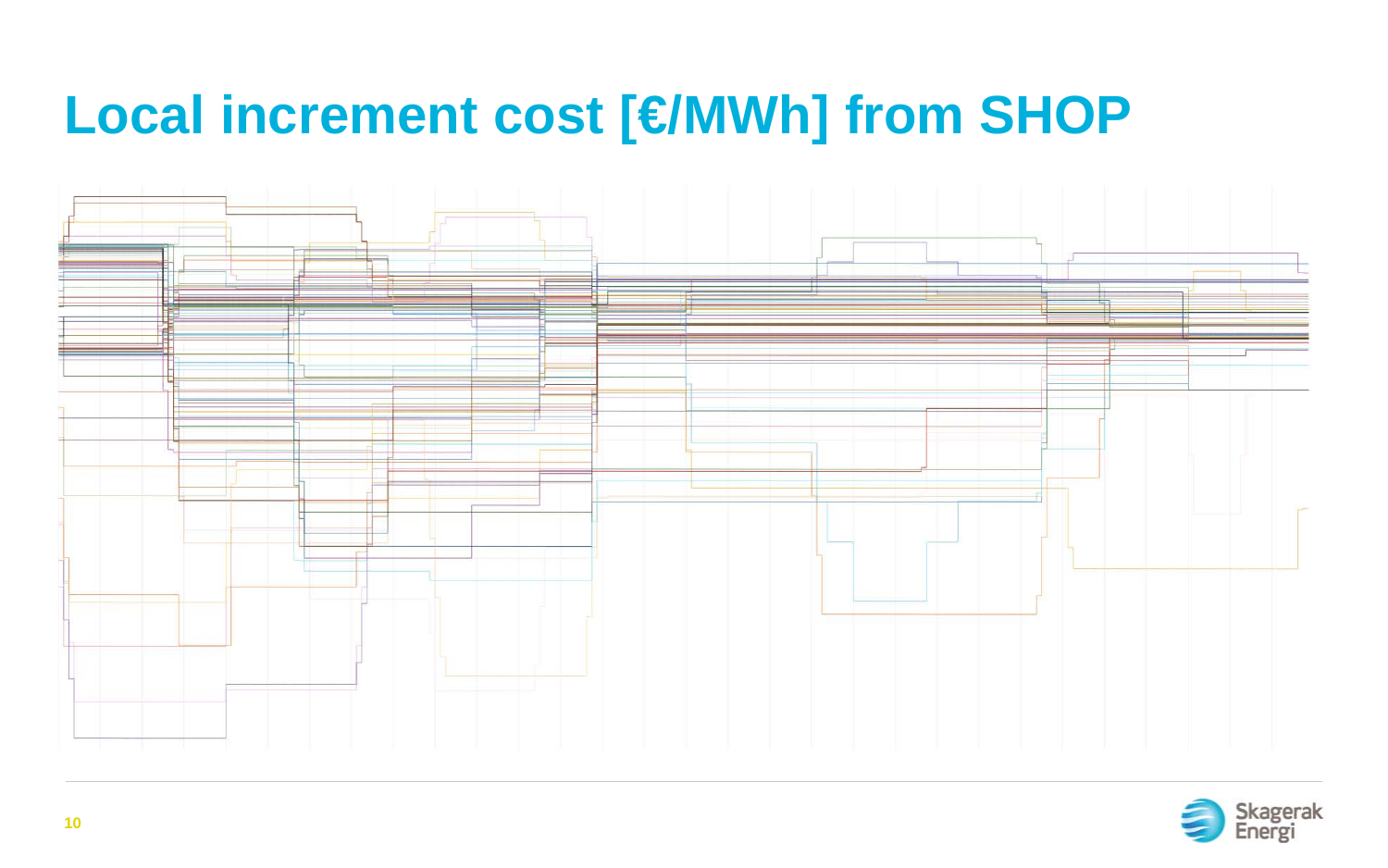# Local increment cost [€/MWh] from SHOP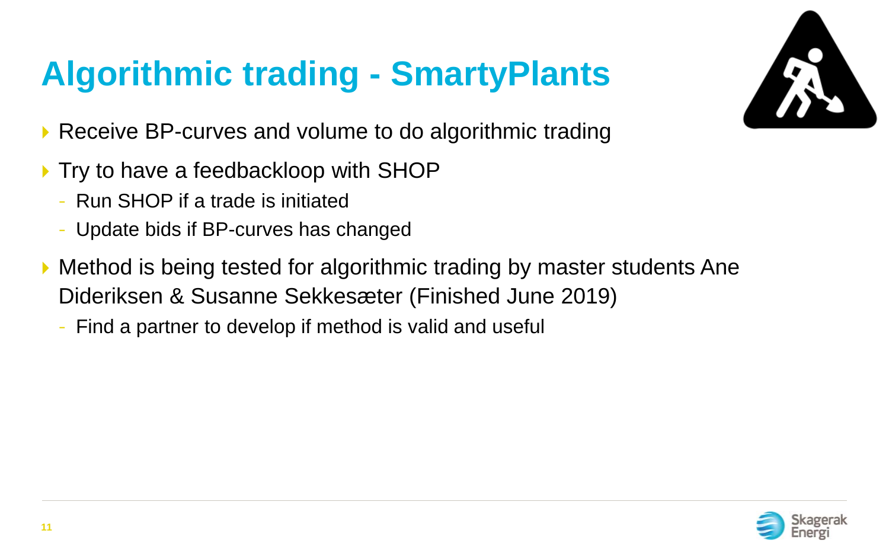# Algorithmic trading - SmartyPlants

- Receive BP-curves and volume to do algorithmic trading
- Try to have a feedbackloop with SHOP
  - Run SHOP if a trade is initiated
  - Update bids if BP-curves has changed
- Method is being tested for algorithmic trading by master students Ane Dideriksen & Susanne Sekkesæter (Finished June 2019)
  - Find a partner to develop if method is valid and useful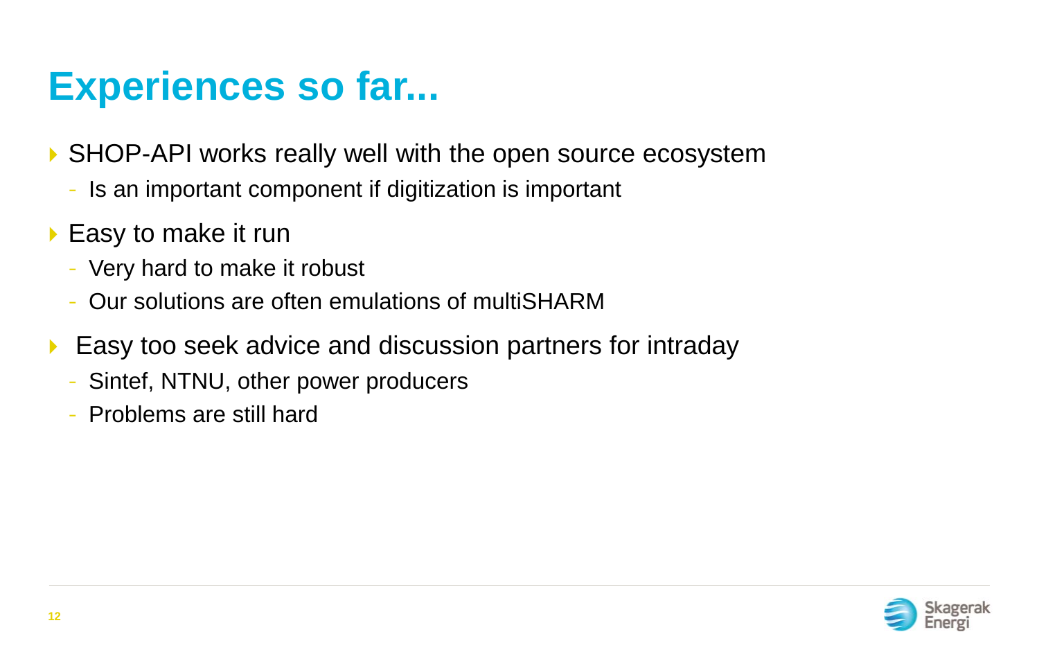# Experiences so far...

- SHOP-API works really well with the open source ecosystem
  - Is an important component if digitization is important
- Easy to make it run
  - Very hard to make it robust
  - Our solutions are often emulations of multiSHARM
- Easy too seek advice and discussion partners for intraday
  - Sintef, NTNU, other power producers
  - Problems are still hard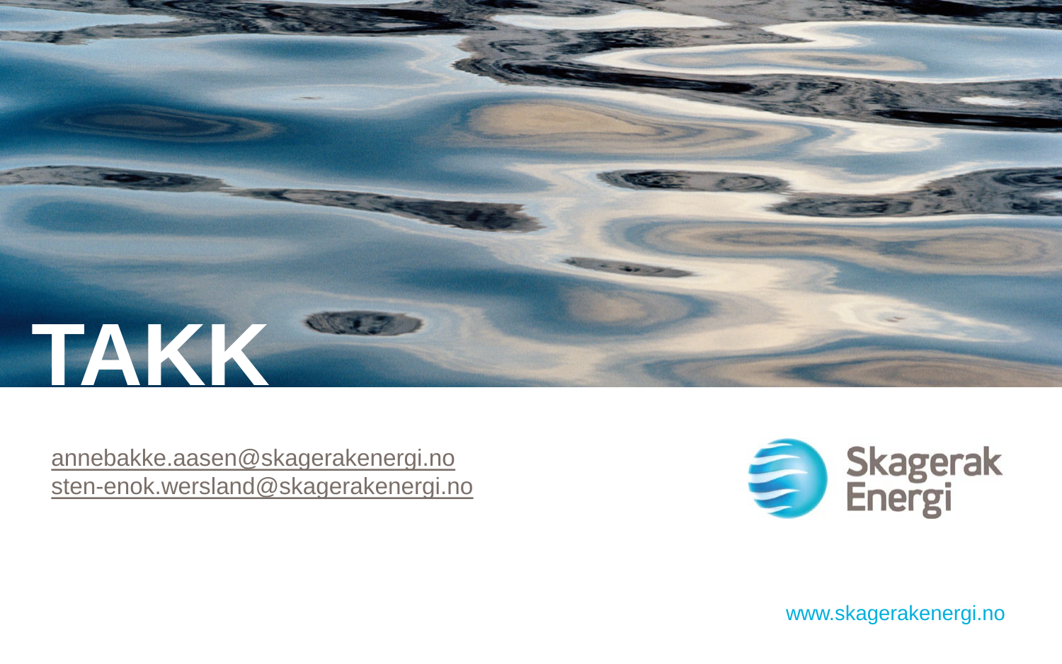# TAKK

annebakke.aasen@skagerakenergi.no
sten-enok.wersland@skagerakenergi.no

Skagerak Energi

www.skagerakenergi.no